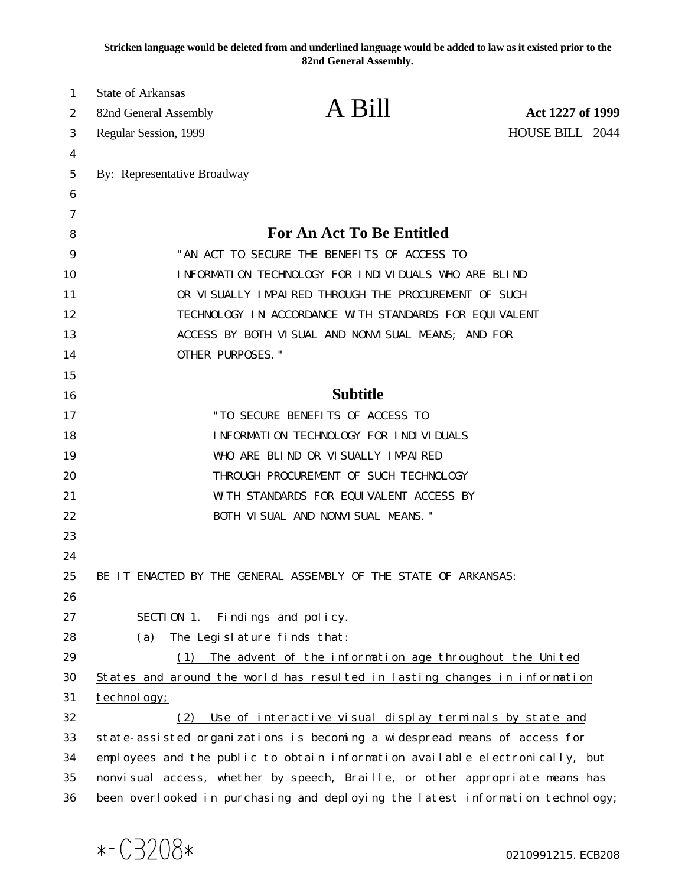**Stricken language would be deleted from and underlined language would be added to law as it existed prior to the 82nd General Assembly.**

State of Arkansas
82nd General Assembly
Regular Session, 1999

# A Bill

**Act 1227 of 1999**
HOUSE BILL 2044

By: Representative Broadway

## For An Act To Be Entitled

"AN ACT TO SECURE THE BENEFITS OF ACCESS TO INFORMATION TECHNOLOGY FOR INDIVIDUALS WHO ARE BLIND OR VISUALLY IMPAIRED THROUGH THE PROCUREMENT OF SUCH TECHNOLOGY IN ACCORDANCE WITH STANDARDS FOR EQUIVALENT ACCESS BY BOTH VISUAL AND NONVISUAL MEANS; AND FOR OTHER PURPOSES."

## Subtitle

"TO SECURE BENEFITS OF ACCESS TO INFORMATION TECHNOLOGY FOR INDIVIDUALS WHO ARE BLIND OR VISUALLY IMPAIRED THROUGH PROCUREMENT OF SUCH TECHNOLOGY WITH STANDARDS FOR EQUIVALENT ACCESS BY BOTH VISUAL AND NONVISUAL MEANS."

BE IT ENACTED BY THE GENERAL ASSEMBLY OF THE STATE OF ARKANSAS:

SECTION 1. Findings and policy.

(a) The Legislature finds that:

(1) The advent of the information age throughout the United States and around the world has resulted in lasting changes in information technology;

(2) Use of interactive visual display terminals by state and state-assisted organizations is becoming a widespread means of access for employees and the public to obtain information available electronically, but nonvisual access, whether by speech, Braille, or other appropriate means has been overlooked in purchasing and deploying the latest information technology;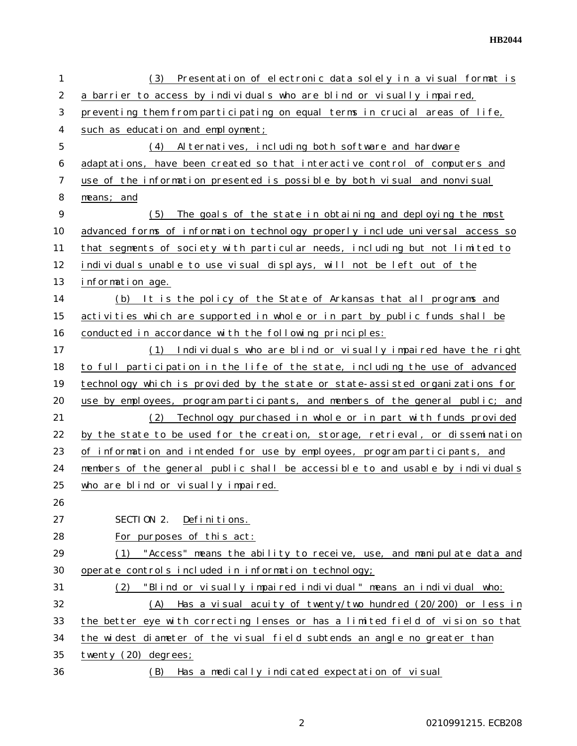(3) Presentation of electronic data solely in a visual format is a barrier to access by individuals who are blind or visually impaired, preventing them from participating on equal terms in crucial areas of life, such as education and employment;

(4) Alternatives, including both software and hardware adaptations, have been created so that interactive control of computers and use of the information presented is possible by both visual and nonvisual means; and

(5) The goals of the state in obtaining and deploying the most advanced forms of information technology properly include universal access so that segments of society with particular needs, including but not limited to individuals unable to use visual displays, will not be left out of the information age.

(b) It is the policy of the State of Arkansas that all programs and activities which are supported in whole or in part by public funds shall be conducted in accordance with the following principles:

(1) Individuals who are blind or visually impaired have the right to full participation in the life of the state, including the use of advanced technology which is provided by the state or state-assisted organizations for use by employees, program participants, and members of the general public; and

(2) Technology purchased in whole or in part with funds provided by the state to be used for the creation, storage, retrieval, or dissemination of information and intended for use by employees, program participants, and members of the general public shall be accessible to and usable by individuals who are blind or visually impaired.

SECTION 2. Definitions.

For purposes of this act:

(1) "Access" means the ability to receive, use, and manipulate data and operate controls included in information technology;

(2) "Blind or visually impaired individual" means an individual who:

(A) Has a visual acuity of twenty/two hundred (20/200) or less in the better eye with correcting lenses or has a limited field of vision so that the widest diameter of the visual field subtends an angle no greater than twenty (20) degrees;

(B) Has a medically indicated expectation of visual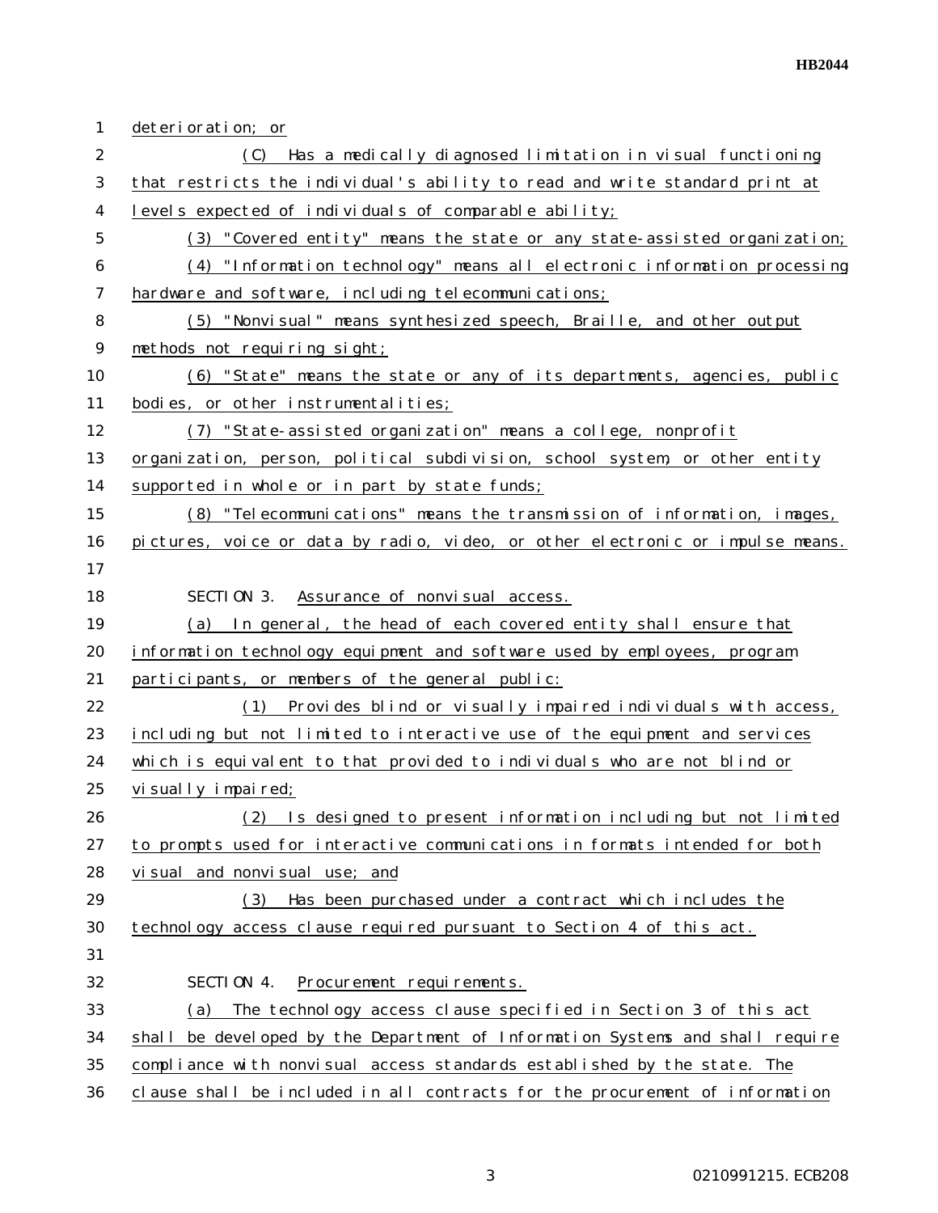deterioration; or

(C) Has a medically diagnosed limitation in visual functioning that restricts the individual's ability to read and write standard print at levels expected of individuals of comparable ability;

(3) "Covered entity" means the state or any state-assisted organization;

(4) "Information technology" means all electronic information processing hardware and software, including telecommunications;

(5) "Nonvisual" means synthesized speech, Braille, and other output methods not requiring sight;

(6) "State" means the state or any of its departments, agencies, public bodies, or other instrumentalities;

(7) "State-assisted organization" means a college, nonprofit organization, person, political subdivision, school system, or other entity supported in whole or in part by state funds;

(8) "Telecommunications" means the transmission of information, images, pictures, voice or data by radio, video, or other electronic or impulse means.

SECTION 3. Assurance of nonvisual access.

(a) In general, the head of each covered entity shall ensure that information technology equipment and software used by employees, program participants, or members of the general public:

(1) Provides blind or visually impaired individuals with access, including but not limited to interactive use of the equipment and services which is equivalent to that provided to individuals who are not blind or visually impaired;

(2) Is designed to present information including but not limited to prompts used for interactive communications in formats intended for both visual and nonvisual use; and

(3) Has been purchased under a contract which includes the technology access clause required pursuant to Section 4 of this act.

SECTION 4. Procurement requirements.

(a) The technology access clause specified in Section 3 of this act shall be developed by the Department of Information Systems and shall require compliance with nonvisual access standards established by the state. The clause shall be included in all contracts for the procurement of information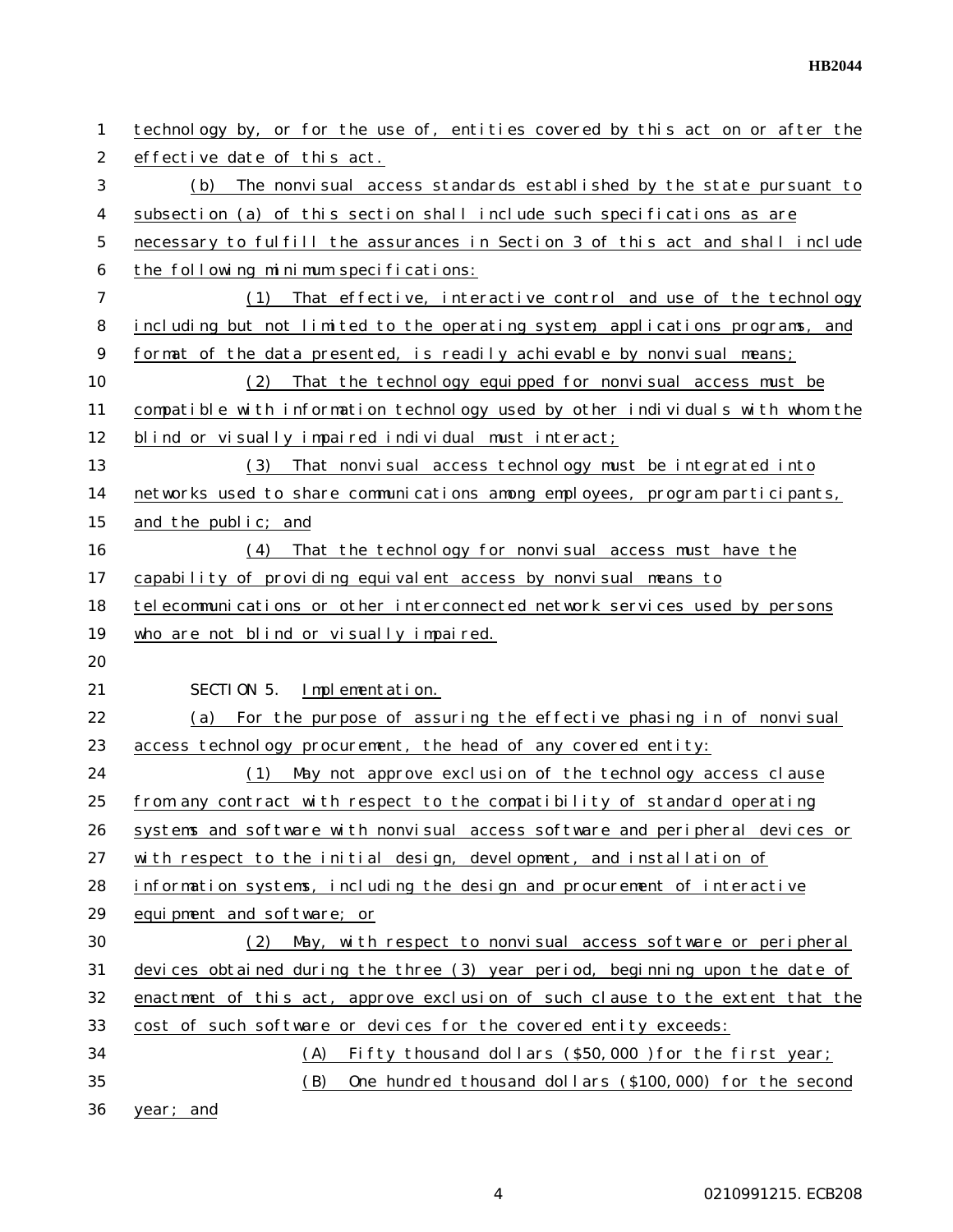technology by, or for the use of, entities covered by this act on or after the effective date of this act.

(b) The nonvisual access standards established by the state pursuant to subsection (a) of this section shall include such specifications as are necessary to fulfill the assurances in Section 3 of this act and shall include the following minimum specifications:

(1) That effective, interactive control and use of the technology including but not limited to the operating system, applications programs, and format of the data presented, is readily achievable by nonvisual means;

(2) That the technology equipped for nonvisual access must be compatible with information technology used by other individuals with whom the blind or visually impaired individual must interact;

(3) That nonvisual access technology must be integrated into networks used to share communications among employees, program participants, and the public; and

(4) That the technology for nonvisual access must have the capability of providing equivalent access by nonvisual means to telecommunications or other interconnected network services used by persons who are not blind or visually impaired.

SECTION 5. Implementation.

(a) For the purpose of assuring the effective phasing in of nonvisual access technology procurement, the head of any covered entity:

(1) May not approve exclusion of the technology access clause from any contract with respect to the compatibility of standard operating systems and software with nonvisual access software and peripheral devices or with respect to the initial design, development, and installation of information systems, including the design and procurement of interactive equipment and software; or

(2) May, with respect to nonvisual access software or peripheral devices obtained during the three (3) year period, beginning upon the date of enactment of this act, approve exclusion of such clause to the extent that the cost of such software or devices for the covered entity exceeds:

(A) Fifty thousand dollars ($50,000 ) for the first year;

(B) One hundred thousand dollars ($100,000) for the second year; and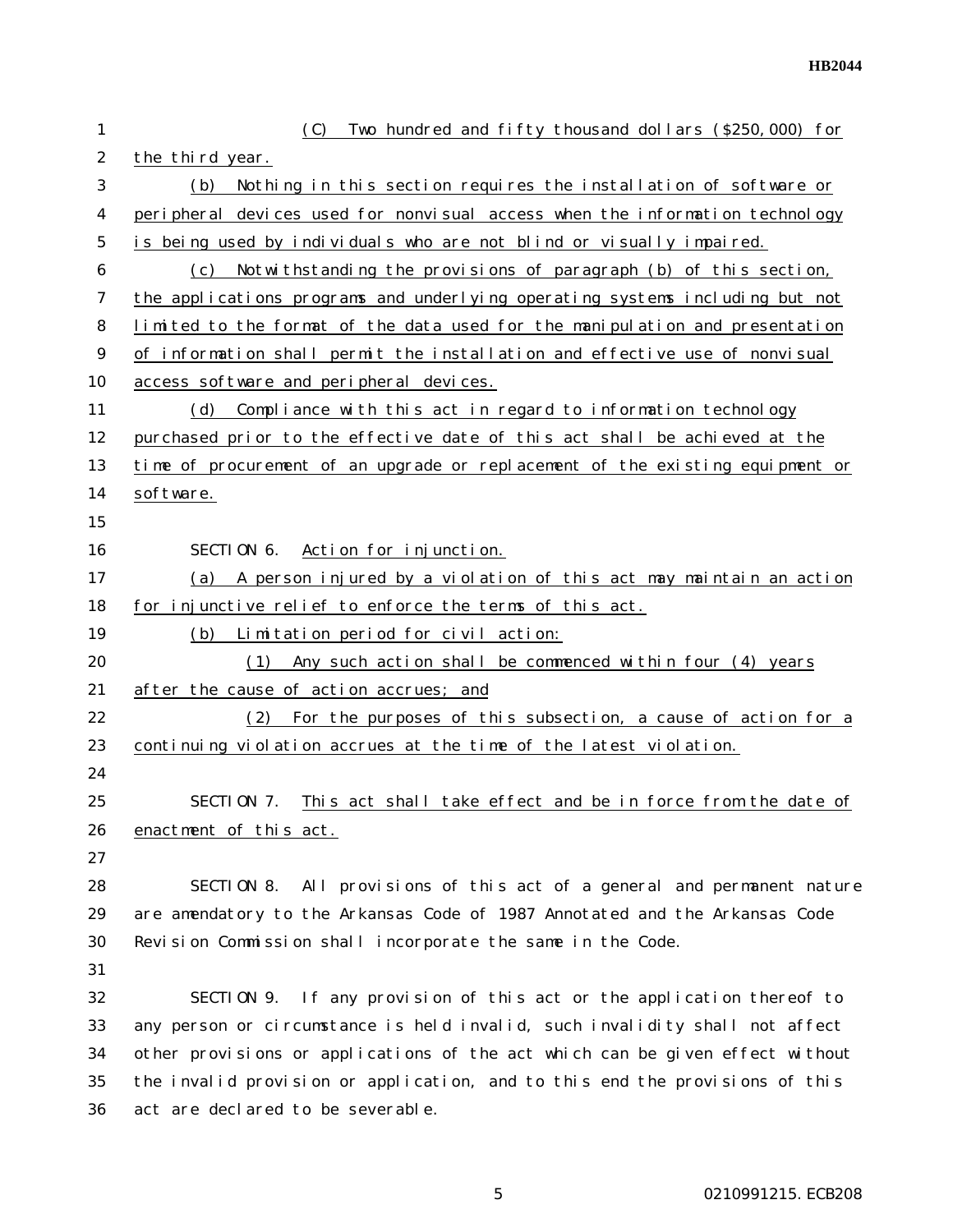(C) Two hundred and fifty thousand dollars ($250,000) for the third year.

(b) Nothing in this section requires the installation of software or peripheral devices used for nonvisual access when the information technology is being used by individuals who are not blind or visually impaired.

(c) Notwithstanding the provisions of paragraph (b) of this section, the applications programs and underlying operating systems including but not limited to the format of the data used for the manipulation and presentation of information shall permit the installation and effective use of nonvisual access software and peripheral devices.

(d) Compliance with this act in regard to information technology purchased prior to the effective date of this act shall be achieved at the time of procurement of an upgrade or replacement of the existing equipment or software.

SECTION 6. Action for injunction.

(a) A person injured by a violation of this act may maintain an action for injunctive relief to enforce the terms of this act.

(b) Limitation period for civil action:

(1) Any such action shall be commenced within four (4) years after the cause of action accrues; and

(2) For the purposes of this subsection, a cause of action for a continuing violation accrues at the time of the latest violation.

SECTION 7. This act shall take effect and be in force from the date of enactment of this act.

SECTION 8. All provisions of this act of a general and permanent nature are amendatory to the Arkansas Code of 1987 Annotated and the Arkansas Code Revision Commission shall incorporate the same in the Code.

SECTION 9. If any provision of this act or the application thereof to any person or circumstance is held invalid, such invalidity shall not affect other provisions or applications of the act which can be given effect without the invalid provision or application, and to this end the provisions of this act are declared to be severable.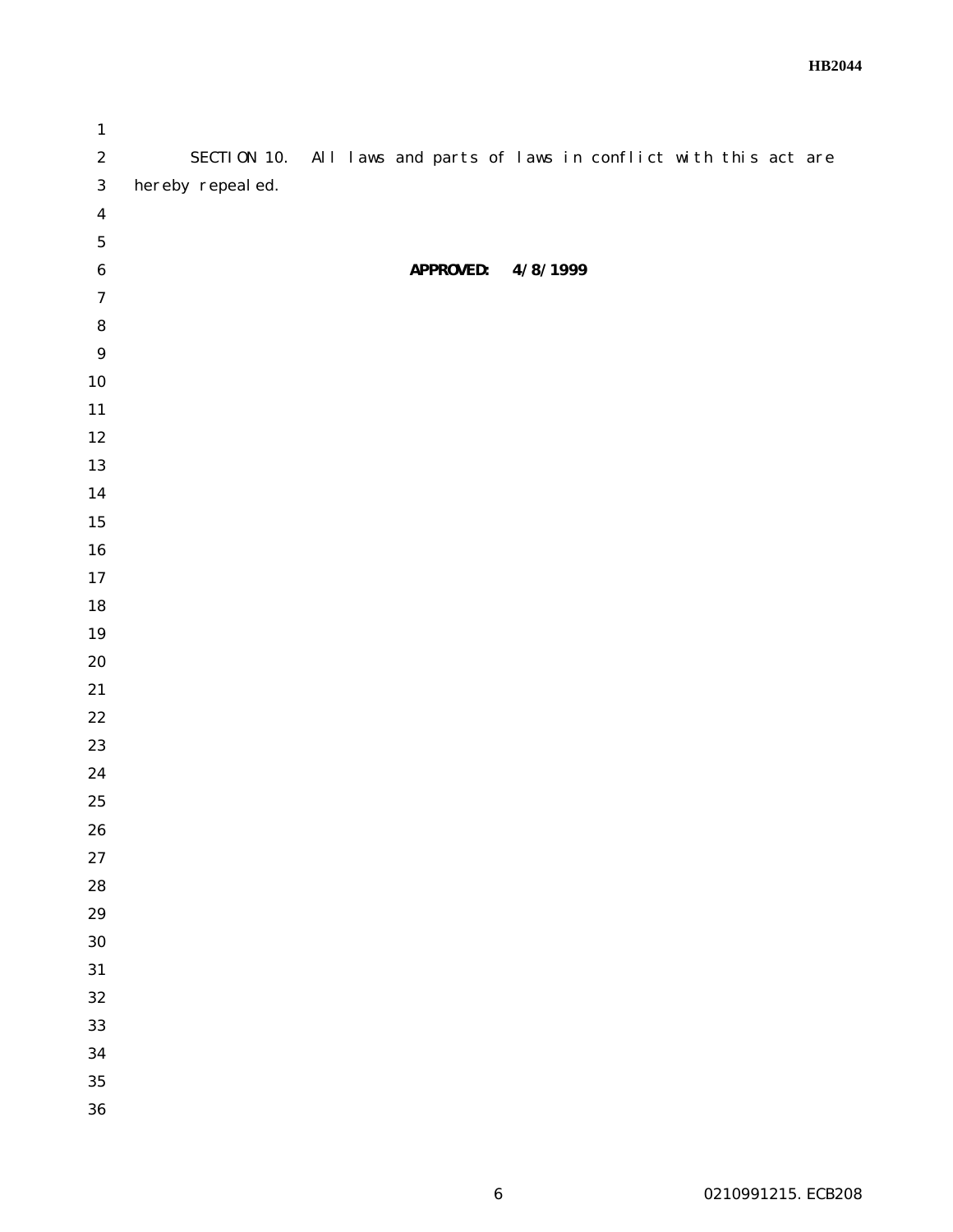SECTION 10. All laws and parts of laws in conflict with this act are hereby repealed.

**APPROVED: 4/8/1999**